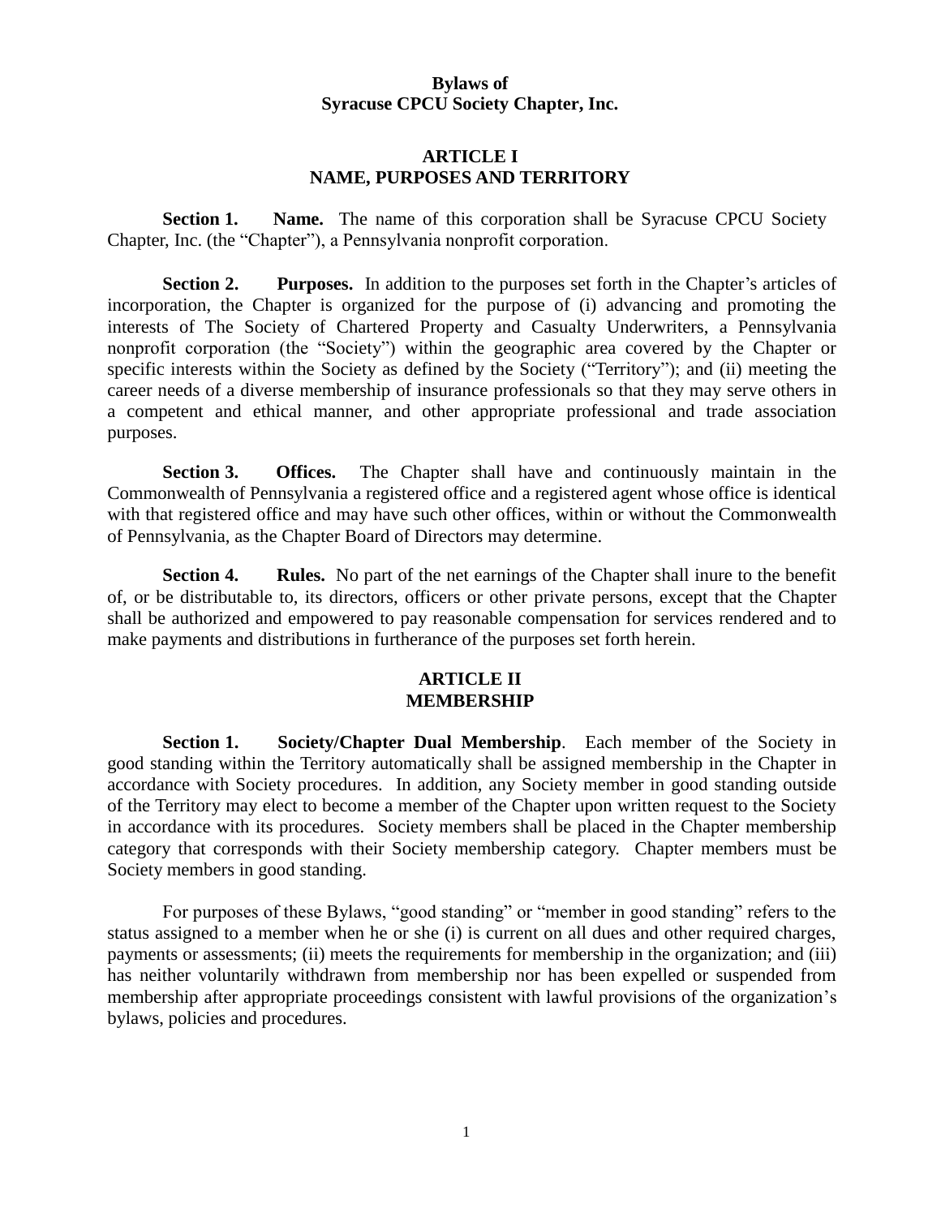# Bylaws of
# Syracuse CPCU Society Chapter, Inc.

## ARTICLE I
## NAME, PURPOSES AND TERRITORY

**Section 1. Name.** The name of this corporation shall be Syracuse CPCU Society Chapter, Inc. (the "Chapter"), a Pennsylvania nonprofit corporation.

**Section 2. Purposes.** In addition to the purposes set forth in the Chapter's articles of incorporation, the Chapter is organized for the purpose of (i) advancing and promoting the interests of The Society of Chartered Property and Casualty Underwriters, a Pennsylvania nonprofit corporation (the "Society") within the geographic area covered by the Chapter or specific interests within the Society as defined by the Society ("Territory"); and (ii) meeting the career needs of a diverse membership of insurance professionals so that they may serve others in a competent and ethical manner, and other appropriate professional and trade association purposes.

**Section 3. Offices.** The Chapter shall have and continuously maintain in the Commonwealth of Pennsylvania a registered office and a registered agent whose office is identical with that registered office and may have such other offices, within or without the Commonwealth of Pennsylvania, as the Chapter Board of Directors may determine.

**Section 4. Rules.** No part of the net earnings of the Chapter shall inure to the benefit of, or be distributable to, its directors, officers or other private persons, except that the Chapter shall be authorized and empowered to pay reasonable compensation for services rendered and to make payments and distributions in furtherance of the purposes set forth herein.

## ARTICLE II
## MEMBERSHIP

**Section 1. Society/Chapter Dual Membership**. Each member of the Society in good standing within the Territory automatically shall be assigned membership in the Chapter in accordance with Society procedures. In addition, any Society member in good standing outside of the Territory may elect to become a member of the Chapter upon written request to the Society in accordance with its procedures. Society members shall be placed in the Chapter membership category that corresponds with their Society membership category. Chapter members must be Society members in good standing.

For purposes of these Bylaws, "good standing" or "member in good standing" refers to the status assigned to a member when he or she (i) is current on all dues and other required charges, payments or assessments; (ii) meets the requirements for membership in the organization; and (iii) has neither voluntarily withdrawn from membership nor has been expelled or suspended from membership after appropriate proceedings consistent with lawful provisions of the organization's bylaws, policies and procedures.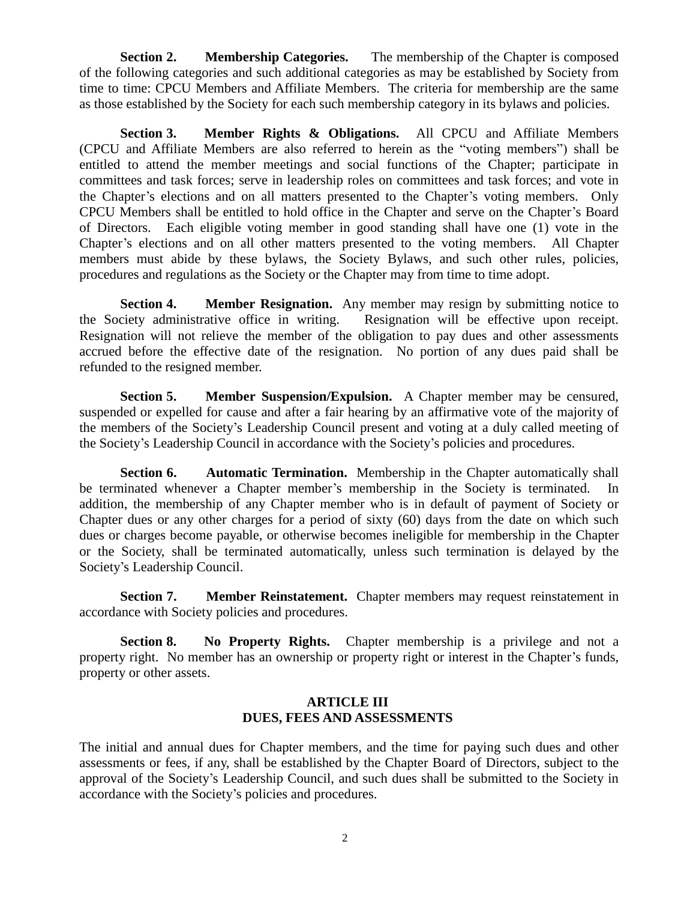**Section 2. Membership Categories.** The membership of the Chapter is composed of the following categories and such additional categories as may be established by Society from time to time: CPCU Members and Affiliate Members. The criteria for membership are the same as those established by the Society for each such membership category in its bylaws and policies.

**Section 3. Member Rights & Obligations.** All CPCU and Affiliate Members (CPCU and Affiliate Members are also referred to herein as the "voting members") shall be entitled to attend the member meetings and social functions of the Chapter; participate in committees and task forces; serve in leadership roles on committees and task forces; and vote in the Chapter's elections and on all matters presented to the Chapter's voting members. Only CPCU Members shall be entitled to hold office in the Chapter and serve on the Chapter's Board of Directors. Each eligible voting member in good standing shall have one (1) vote in the Chapter's elections and on all other matters presented to the voting members. All Chapter members must abide by these bylaws, the Society Bylaws, and such other rules, policies, procedures and regulations as the Society or the Chapter may from time to time adopt.

**Section 4. Member Resignation.** Any member may resign by submitting notice to the Society administrative office in writing. Resignation will be effective upon receipt. Resignation will not relieve the member of the obligation to pay dues and other assessments accrued before the effective date of the resignation. No portion of any dues paid shall be refunded to the resigned member.

**Section 5. Member Suspension/Expulsion.** A Chapter member may be censured, suspended or expelled for cause and after a fair hearing by an affirmative vote of the majority of the members of the Society's Leadership Council present and voting at a duly called meeting of the Society's Leadership Council in accordance with the Society's policies and procedures.

**Section 6. Automatic Termination.** Membership in the Chapter automatically shall be terminated whenever a Chapter member's membership in the Society is terminated. In addition, the membership of any Chapter member who is in default of payment of Society or Chapter dues or any other charges for a period of sixty (60) days from the date on which such dues or charges become payable, or otherwise becomes ineligible for membership in the Chapter or the Society, shall be terminated automatically, unless such termination is delayed by the Society's Leadership Council.

**Section 7. Member Reinstatement.** Chapter members may request reinstatement in accordance with Society policies and procedures.

**Section 8. No Property Rights.** Chapter membership is a privilege and not a property right. No member has an ownership or property right or interest in the Chapter's funds, property or other assets.

## ARTICLE III
## DUES, FEES AND ASSESSMENTS

The initial and annual dues for Chapter members, and the time for paying such dues and other assessments or fees, if any, shall be established by the Chapter Board of Directors, subject to the approval of the Society's Leadership Council, and such dues shall be submitted to the Society in accordance with the Society's policies and procedures.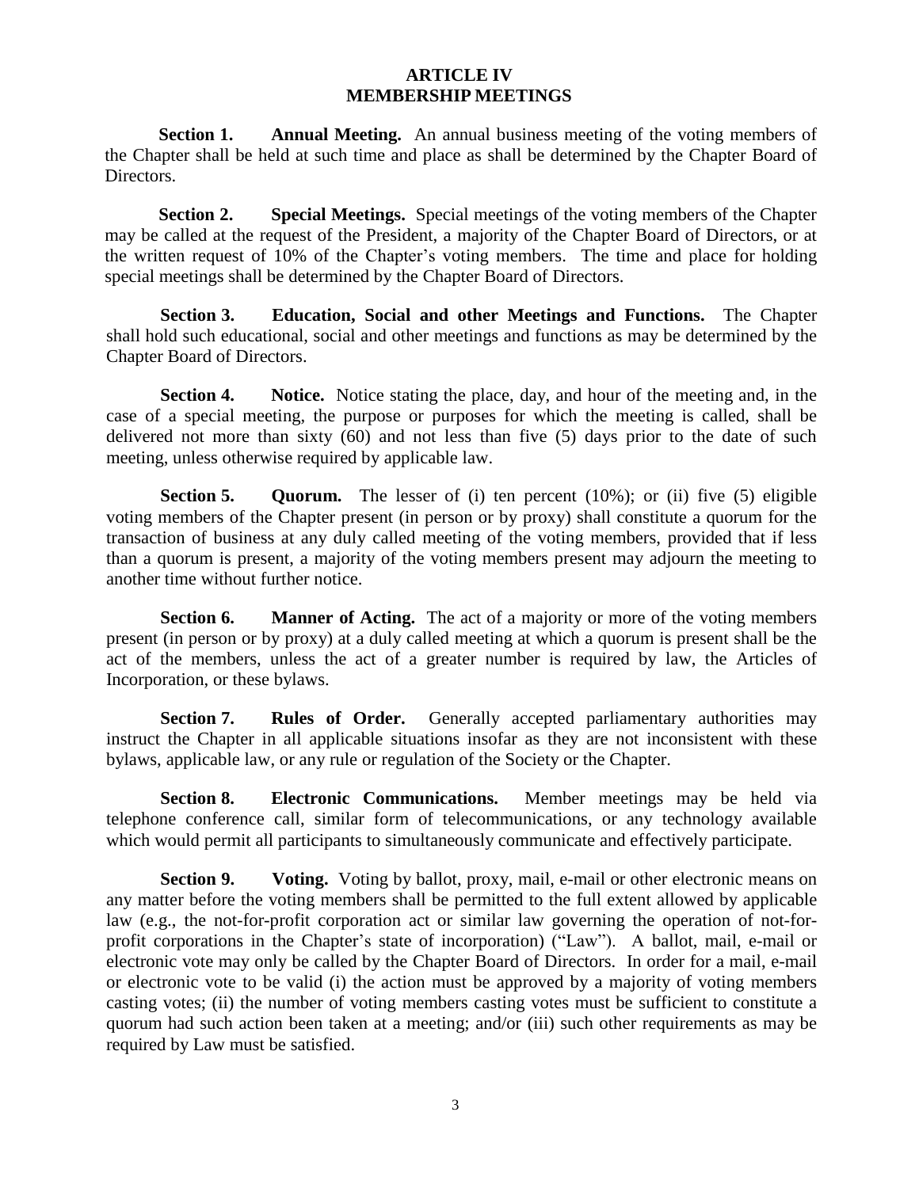## ARTICLE IV
## MEMBERSHIP MEETINGS

**Section 1. Annual Meeting.** An annual business meeting of the voting members of the Chapter shall be held at such time and place as shall be determined by the Chapter Board of Directors.

**Section 2. Special Meetings.** Special meetings of the voting members of the Chapter may be called at the request of the President, a majority of the Chapter Board of Directors, or at the written request of 10% of the Chapter's voting members. The time and place for holding special meetings shall be determined by the Chapter Board of Directors.

**Section 3. Education, Social and other Meetings and Functions.** The Chapter shall hold such educational, social and other meetings and functions as may be determined by the Chapter Board of Directors.

**Section 4. Notice.** Notice stating the place, day, and hour of the meeting and, in the case of a special meeting, the purpose or purposes for which the meeting is called, shall be delivered not more than sixty (60) and not less than five (5) days prior to the date of such meeting, unless otherwise required by applicable law.

**Section 5. Quorum.** The lesser of (i) ten percent (10%); or (ii) five (5) eligible voting members of the Chapter present (in person or by proxy) shall constitute a quorum for the transaction of business at any duly called meeting of the voting members, provided that if less than a quorum is present, a majority of the voting members present may adjourn the meeting to another time without further notice.

**Section 6. Manner of Acting.** The act of a majority or more of the voting members present (in person or by proxy) at a duly called meeting at which a quorum is present shall be the act of the members, unless the act of a greater number is required by law, the Articles of Incorporation, or these bylaws.

**Section 7. Rules of Order.** Generally accepted parliamentary authorities may instruct the Chapter in all applicable situations insofar as they are not inconsistent with these bylaws, applicable law, or any rule or regulation of the Society or the Chapter.

**Section 8. Electronic Communications.** Member meetings may be held via telephone conference call, similar form of telecommunications, or any technology available which would permit all participants to simultaneously communicate and effectively participate.

**Section 9. Voting.** Voting by ballot, proxy, mail, e-mail or other electronic means on any matter before the voting members shall be permitted to the full extent allowed by applicable law (e.g., the not-for-profit corporation act or similar law governing the operation of not-for-profit corporations in the Chapter's state of incorporation) ("Law"). A ballot, mail, e-mail or electronic vote may only be called by the Chapter Board of Directors. In order for a mail, e-mail or electronic vote to be valid (i) the action must be approved by a majority of voting members casting votes; (ii) the number of voting members casting votes must be sufficient to constitute a quorum had such action been taken at a meeting; and/or (iii) such other requirements as may be required by Law must be satisfied.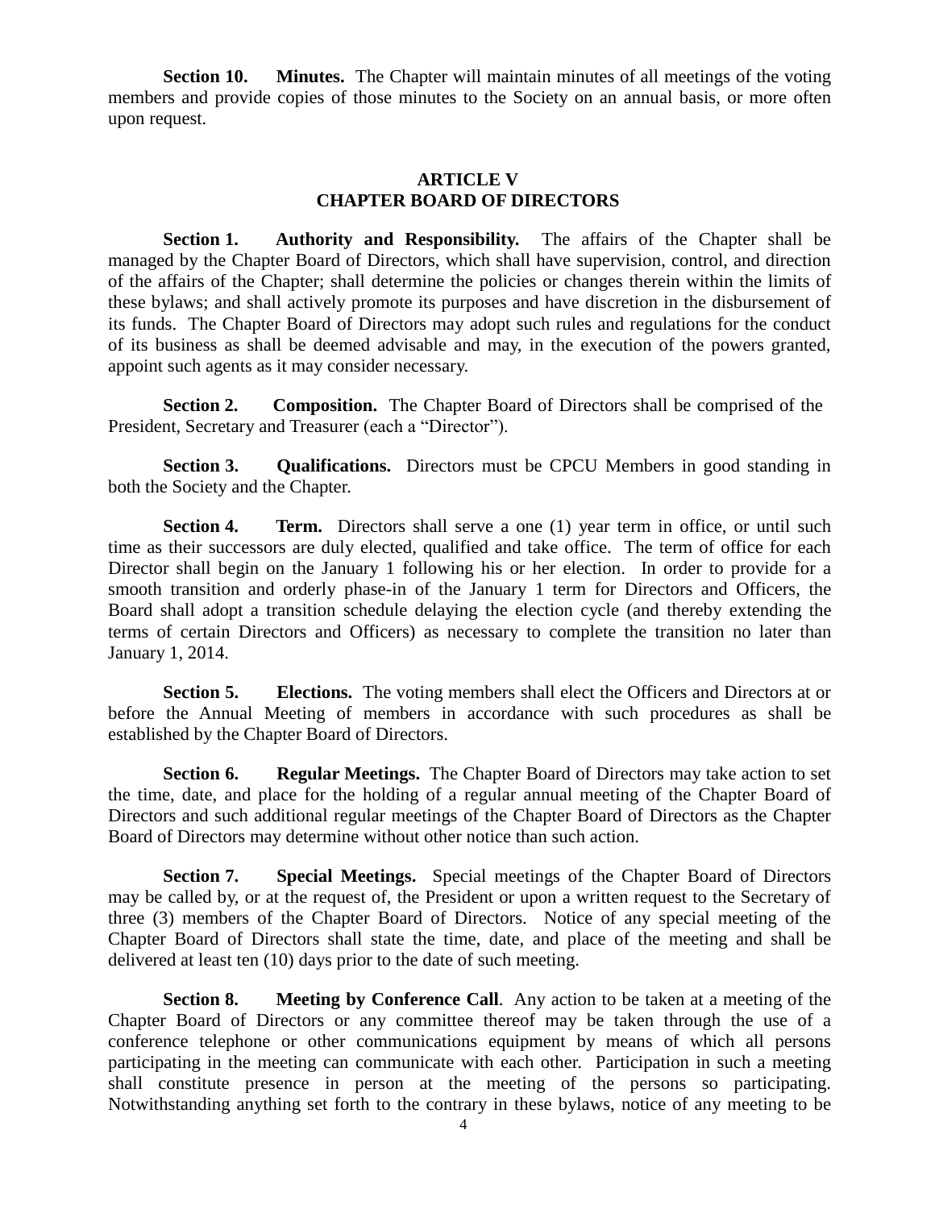**Section 10. Minutes.** The Chapter will maintain minutes of all meetings of the voting members and provide copies of those minutes to the Society on an annual basis, or more often upon request.

## ARTICLE V
## CHAPTER BOARD OF DIRECTORS

**Section 1. Authority and Responsibility.** The affairs of the Chapter shall be managed by the Chapter Board of Directors, which shall have supervision, control, and direction of the affairs of the Chapter; shall determine the policies or changes therein within the limits of these bylaws; and shall actively promote its purposes and have discretion in the disbursement of its funds. The Chapter Board of Directors may adopt such rules and regulations for the conduct of its business as shall be deemed advisable and may, in the execution of the powers granted, appoint such agents as it may consider necessary.

**Section 2. Composition.** The Chapter Board of Directors shall be comprised of the President, Secretary and Treasurer (each a "Director").

**Section 3. Qualifications.** Directors must be CPCU Members in good standing in both the Society and the Chapter.

**Section 4. Term.** Directors shall serve a one (1) year term in office, or until such time as their successors are duly elected, qualified and take office. The term of office for each Director shall begin on the January 1 following his or her election. In order to provide for a smooth transition and orderly phase-in of the January 1 term for Directors and Officers, the Board shall adopt a transition schedule delaying the election cycle (and thereby extending the terms of certain Directors and Officers) as necessary to complete the transition no later than January 1, 2014.

**Section 5. Elections.** The voting members shall elect the Officers and Directors at or before the Annual Meeting of members in accordance with such procedures as shall be established by the Chapter Board of Directors.

**Section 6. Regular Meetings.** The Chapter Board of Directors may take action to set the time, date, and place for the holding of a regular annual meeting of the Chapter Board of Directors and such additional regular meetings of the Chapter Board of Directors as the Chapter Board of Directors may determine without other notice than such action.

**Section 7. Special Meetings.** Special meetings of the Chapter Board of Directors may be called by, or at the request of, the President or upon a written request to the Secretary of three (3) members of the Chapter Board of Directors. Notice of any special meeting of the Chapter Board of Directors shall state the time, date, and place of the meeting and shall be delivered at least ten (10) days prior to the date of such meeting.

**Section 8. Meeting by Conference Call**. Any action to be taken at a meeting of the Chapter Board of Directors or any committee thereof may be taken through the use of a conference telephone or other communications equipment by means of which all persons participating in the meeting can communicate with each other. Participation in such a meeting shall constitute presence in person at the meeting of the persons so participating. Notwithstanding anything set forth to the contrary in these bylaws, notice of any meeting to be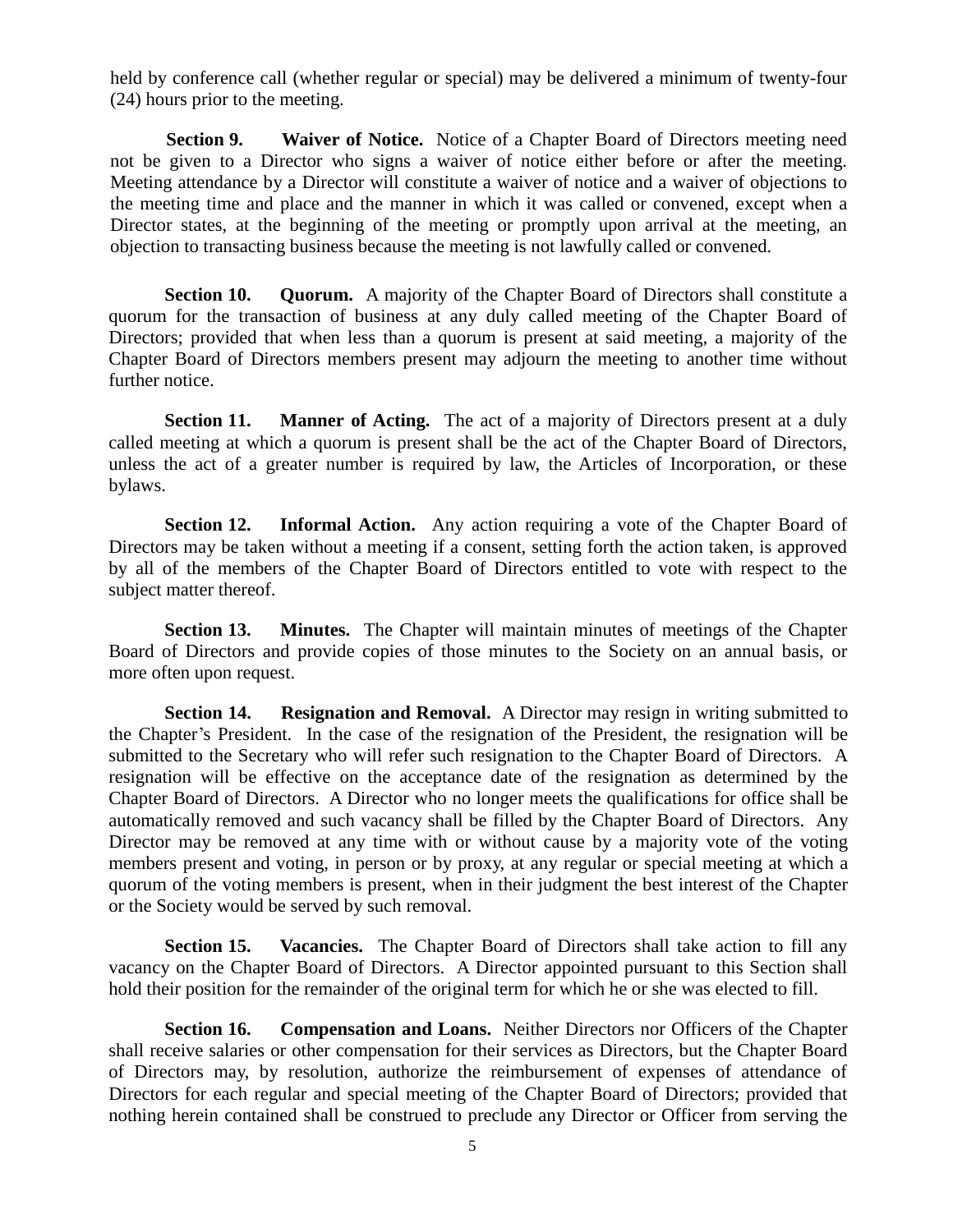held by conference call (whether regular or special) may be delivered a minimum of twenty-four (24) hours prior to the meeting.

**Section 9. Waiver of Notice.** Notice of a Chapter Board of Directors meeting need not be given to a Director who signs a waiver of notice either before or after the meeting. Meeting attendance by a Director will constitute a waiver of notice and a waiver of objections to the meeting time and place and the manner in which it was called or convened, except when a Director states, at the beginning of the meeting or promptly upon arrival at the meeting, an objection to transacting business because the meeting is not lawfully called or convened.

**Section 10. Quorum.** A majority of the Chapter Board of Directors shall constitute a quorum for the transaction of business at any duly called meeting of the Chapter Board of Directors; provided that when less than a quorum is present at said meeting, a majority of the Chapter Board of Directors members present may adjourn the meeting to another time without further notice.

**Section 11. Manner of Acting.** The act of a majority of Directors present at a duly called meeting at which a quorum is present shall be the act of the Chapter Board of Directors, unless the act of a greater number is required by law, the Articles of Incorporation, or these bylaws.

**Section 12. Informal Action.** Any action requiring a vote of the Chapter Board of Directors may be taken without a meeting if a consent, setting forth the action taken, is approved by all of the members of the Chapter Board of Directors entitled to vote with respect to the subject matter thereof.

**Section 13. Minutes.** The Chapter will maintain minutes of meetings of the Chapter Board of Directors and provide copies of those minutes to the Society on an annual basis, or more often upon request.

**Section 14. Resignation and Removal.** A Director may resign in writing submitted to the Chapter's President. In the case of the resignation of the President, the resignation will be submitted to the Secretary who will refer such resignation to the Chapter Board of Directors. A resignation will be effective on the acceptance date of the resignation as determined by the Chapter Board of Directors. A Director who no longer meets the qualifications for office shall be automatically removed and such vacancy shall be filled by the Chapter Board of Directors. Any Director may be removed at any time with or without cause by a majority vote of the voting members present and voting, in person or by proxy, at any regular or special meeting at which a quorum of the voting members is present, when in their judgment the best interest of the Chapter or the Society would be served by such removal.

**Section 15. Vacancies.** The Chapter Board of Directors shall take action to fill any vacancy on the Chapter Board of Directors. A Director appointed pursuant to this Section shall hold their position for the remainder of the original term for which he or she was elected to fill.

**Section 16. Compensation and Loans.** Neither Directors nor Officers of the Chapter shall receive salaries or other compensation for their services as Directors, but the Chapter Board of Directors may, by resolution, authorize the reimbursement of expenses of attendance of Directors for each regular and special meeting of the Chapter Board of Directors; provided that nothing herein contained shall be construed to preclude any Director or Officer from serving the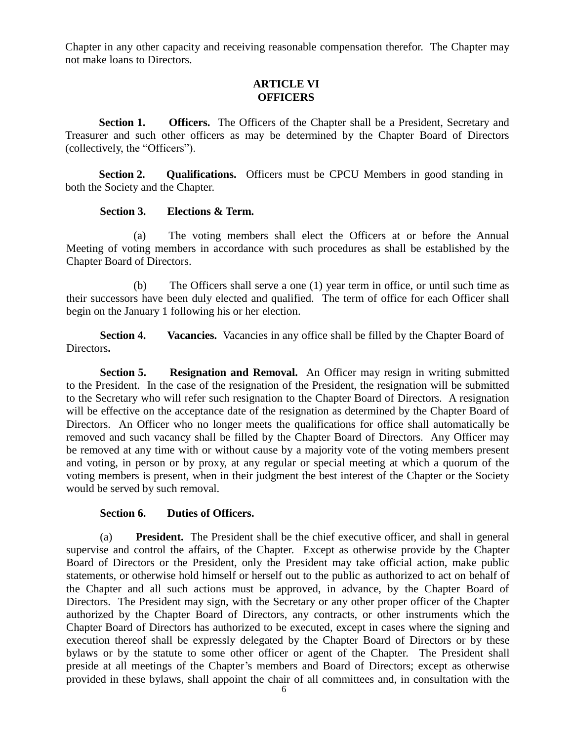Chapter in any other capacity and receiving reasonable compensation therefor. The Chapter may not make loans to Directors.

## ARTICLE VI
## OFFICERS

**Section 1. Officers.** The Officers of the Chapter shall be a President, Secretary and Treasurer and such other officers as may be determined by the Chapter Board of Directors (collectively, the "Officers").

**Section 2. Qualifications.** Officers must be CPCU Members in good standing in both the Society and the Chapter.

**Section 3. Elections & Term.**

(a) The voting members shall elect the Officers at or before the Annual Meeting of voting members in accordance with such procedures as shall be established by the Chapter Board of Directors.

(b) The Officers shall serve a one (1) year term in office, or until such time as their successors have been duly elected and qualified. The term of office for each Officer shall begin on the January 1 following his or her election.

**Section 4. Vacancies.** Vacancies in any office shall be filled by the Chapter Board of Directors**.**

**Section 5. Resignation and Removal.** An Officer may resign in writing submitted to the President. In the case of the resignation of the President, the resignation will be submitted to the Secretary who will refer such resignation to the Chapter Board of Directors. A resignation will be effective on the acceptance date of the resignation as determined by the Chapter Board of Directors. An Officer who no longer meets the qualifications for office shall automatically be removed and such vacancy shall be filled by the Chapter Board of Directors. Any Officer may be removed at any time with or without cause by a majority vote of the voting members present and voting, in person or by proxy, at any regular or special meeting at which a quorum of the voting members is present, when in their judgment the best interest of the Chapter or the Society would be served by such removal.

**Section 6. Duties of Officers.**

(a) **President.** The President shall be the chief executive officer, and shall in general supervise and control the affairs, of the Chapter. Except as otherwise provide by the Chapter Board of Directors or the President, only the President may take official action, make public statements, or otherwise hold himself or herself out to the public as authorized to act on behalf of the Chapter and all such actions must be approved, in advance, by the Chapter Board of Directors. The President may sign, with the Secretary or any other proper officer of the Chapter authorized by the Chapter Board of Directors, any contracts, or other instruments which the Chapter Board of Directors has authorized to be executed, except in cases where the signing and execution thereof shall be expressly delegated by the Chapter Board of Directors or by these bylaws or by the statute to some other officer or agent of the Chapter. The President shall preside at all meetings of the Chapter's members and Board of Directors; except as otherwise provided in these bylaws, shall appoint the chair of all committees and, in consultation with the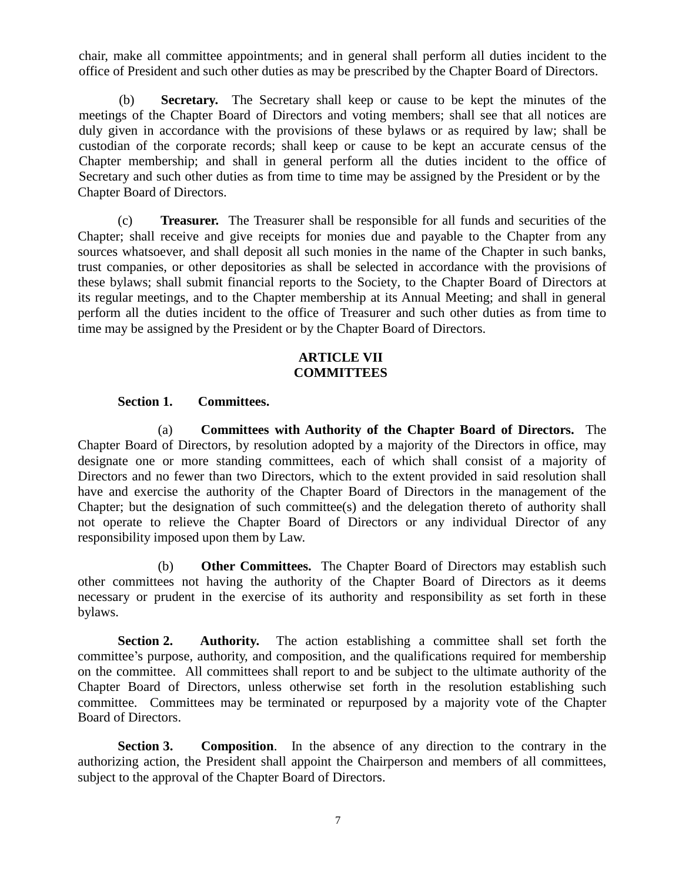chair, make all committee appointments; and in general shall perform all duties incident to the office of President and such other duties as may be prescribed by the Chapter Board of Directors.

(b) **Secretary.** The Secretary shall keep or cause to be kept the minutes of the meetings of the Chapter Board of Directors and voting members; shall see that all notices are duly given in accordance with the provisions of these bylaws or as required by law; shall be custodian of the corporate records; shall keep or cause to be kept an accurate census of the Chapter membership; and shall in general perform all the duties incident to the office of Secretary and such other duties as from time to time may be assigned by the President or by the Chapter Board of Directors.

(c) **Treasurer.** The Treasurer shall be responsible for all funds and securities of the Chapter; shall receive and give receipts for monies due and payable to the Chapter from any sources whatsoever, and shall deposit all such monies in the name of the Chapter in such banks, trust companies, or other depositories as shall be selected in accordance with the provisions of these bylaws; shall submit financial reports to the Society, to the Chapter Board of Directors at its regular meetings, and to the Chapter membership at its Annual Meeting; and shall in general perform all the duties incident to the office of Treasurer and such other duties as from time to time may be assigned by the President or by the Chapter Board of Directors.

## ARTICLE VII
## COMMITTEES

**Section 1. Committees.**

(a) **Committees with Authority of the Chapter Board of Directors.** The Chapter Board of Directors, by resolution adopted by a majority of the Directors in office, may designate one or more standing committees, each of which shall consist of a majority of Directors and no fewer than two Directors, which to the extent provided in said resolution shall have and exercise the authority of the Chapter Board of Directors in the management of the Chapter; but the designation of such committee(s) and the delegation thereto of authority shall not operate to relieve the Chapter Board of Directors or any individual Director of any responsibility imposed upon them by Law.

(b) **Other Committees.** The Chapter Board of Directors may establish such other committees not having the authority of the Chapter Board of Directors as it deems necessary or prudent in the exercise of its authority and responsibility as set forth in these bylaws.

**Section 2. Authority.** The action establishing a committee shall set forth the committee's purpose, authority, and composition, and the qualifications required for membership on the committee. All committees shall report to and be subject to the ultimate authority of the Chapter Board of Directors, unless otherwise set forth in the resolution establishing such committee. Committees may be terminated or repurposed by a majority vote of the Chapter Board of Directors.

**Section 3. Composition**. In the absence of any direction to the contrary in the authorizing action, the President shall appoint the Chairperson and members of all committees, subject to the approval of the Chapter Board of Directors.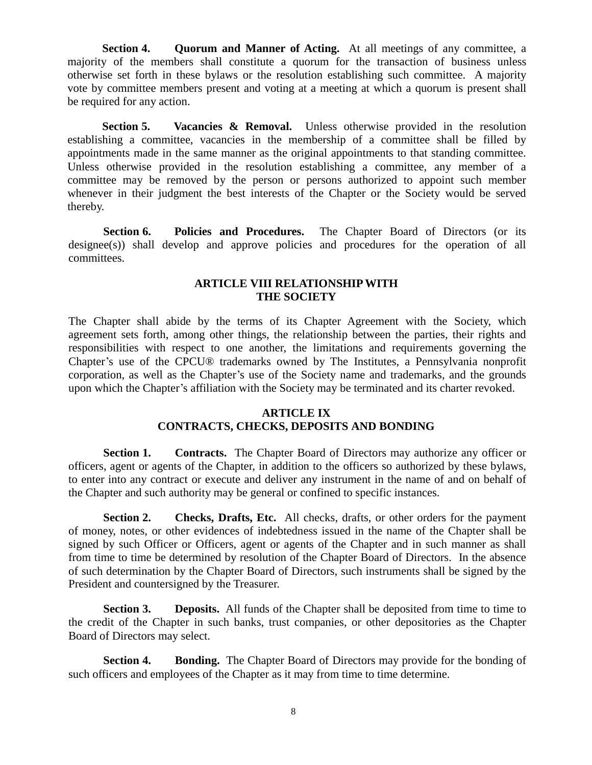**Section 4. Quorum and Manner of Acting.** At all meetings of any committee, a majority of the members shall constitute a quorum for the transaction of business unless otherwise set forth in these bylaws or the resolution establishing such committee. A majority vote by committee members present and voting at a meeting at which a quorum is present shall be required for any action.

**Section 5. Vacancies & Removal.** Unless otherwise provided in the resolution establishing a committee, vacancies in the membership of a committee shall be filled by appointments made in the same manner as the original appointments to that standing committee. Unless otherwise provided in the resolution establishing a committee, any member of a committee may be removed by the person or persons authorized to appoint such member whenever in their judgment the best interests of the Chapter or the Society would be served thereby.

**Section 6. Policies and Procedures.** The Chapter Board of Directors (or its designee(s)) shall develop and approve policies and procedures for the operation of all committees.

## ARTICLE VIII RELATIONSHIP WITH THE SOCIETY

The Chapter shall abide by the terms of its Chapter Agreement with the Society, which agreement sets forth, among other things, the relationship between the parties, their rights and responsibilities with respect to one another, the limitations and requirements governing the Chapter's use of the CPCU® trademarks owned by The Institutes, a Pennsylvania nonprofit corporation, as well as the Chapter's use of the Society name and trademarks, and the grounds upon which the Chapter's affiliation with the Society may be terminated and its charter revoked.

## ARTICLE IX CONTRACTS, CHECKS, DEPOSITS AND BONDING

**Section 1. Contracts.** The Chapter Board of Directors may authorize any officer or officers, agent or agents of the Chapter, in addition to the officers so authorized by these bylaws, to enter into any contract or execute and deliver any instrument in the name of and on behalf of the Chapter and such authority may be general or confined to specific instances.

**Section 2. Checks, Drafts, Etc.** All checks, drafts, or other orders for the payment of money, notes, or other evidences of indebtedness issued in the name of the Chapter shall be signed by such Officer or Officers, agent or agents of the Chapter and in such manner as shall from time to time be determined by resolution of the Chapter Board of Directors. In the absence of such determination by the Chapter Board of Directors, such instruments shall be signed by the President and countersigned by the Treasurer.

**Section 3. Deposits.** All funds of the Chapter shall be deposited from time to time to the credit of the Chapter in such banks, trust companies, or other depositories as the Chapter Board of Directors may select.

**Section 4. Bonding.** The Chapter Board of Directors may provide for the bonding of such officers and employees of the Chapter as it may from time to time determine.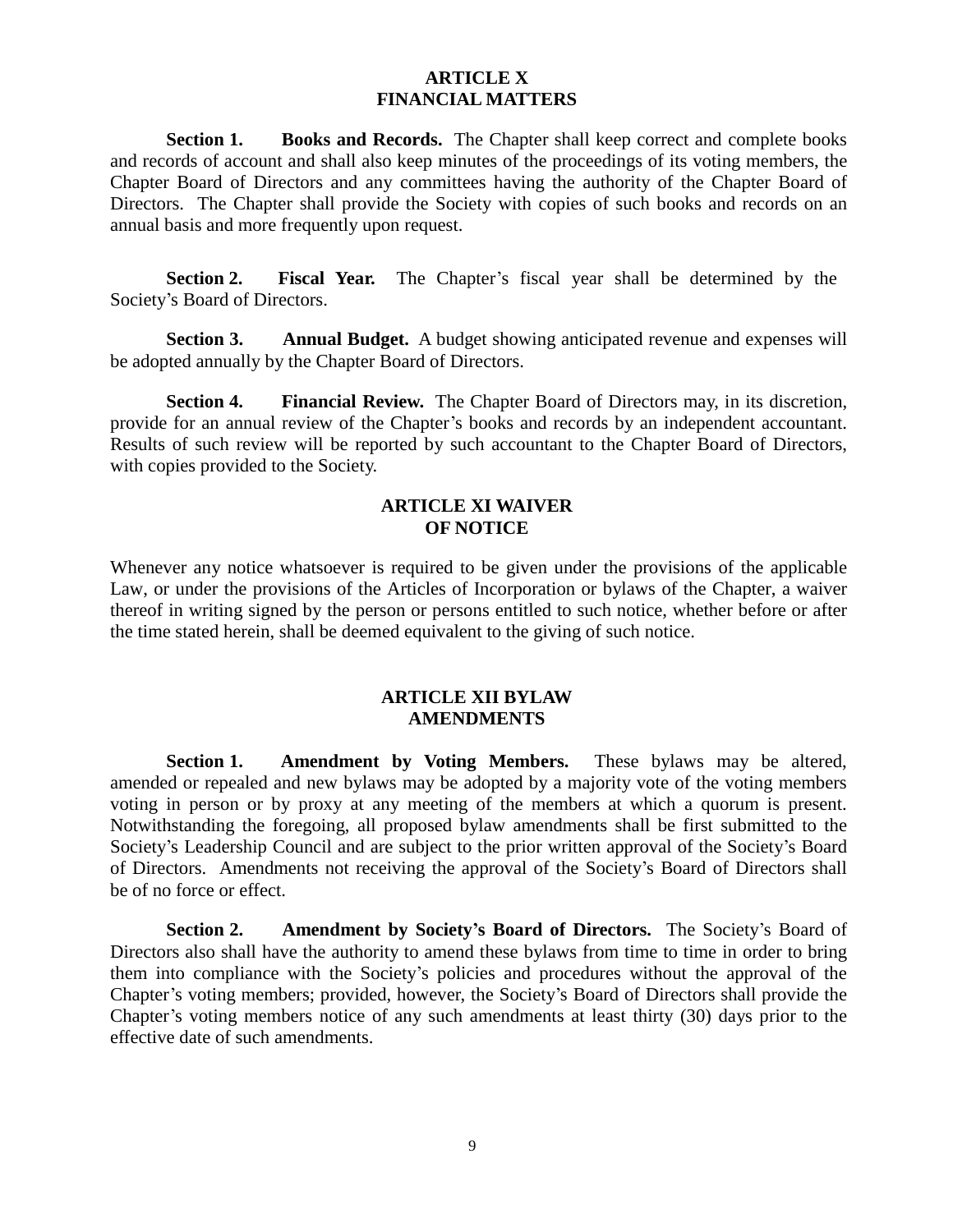## ARTICLE X
## FINANCIAL MATTERS

**Section 1. Books and Records.** The Chapter shall keep correct and complete books and records of account and shall also keep minutes of the proceedings of its voting members, the Chapter Board of Directors and any committees having the authority of the Chapter Board of Directors. The Chapter shall provide the Society with copies of such books and records on an annual basis and more frequently upon request.

**Section 2. Fiscal Year.** The Chapter's fiscal year shall be determined by the Society's Board of Directors.

**Section 3. Annual Budget.** A budget showing anticipated revenue and expenses will be adopted annually by the Chapter Board of Directors.

**Section 4. Financial Review.** The Chapter Board of Directors may, in its discretion, provide for an annual review of the Chapter's books and records by an independent accountant. Results of such review will be reported by such accountant to the Chapter Board of Directors, with copies provided to the Society.

## ARTICLE XI WAIVER OF NOTICE

Whenever any notice whatsoever is required to be given under the provisions of the applicable Law, or under the provisions of the Articles of Incorporation or bylaws of the Chapter, a waiver thereof in writing signed by the person or persons entitled to such notice, whether before or after the time stated herein, shall be deemed equivalent to the giving of such notice.

## ARTICLE XII BYLAW AMENDMENTS

**Section 1. Amendment by Voting Members.** These bylaws may be altered, amended or repealed and new bylaws may be adopted by a majority vote of the voting members voting in person or by proxy at any meeting of the members at which a quorum is present. Notwithstanding the foregoing, all proposed bylaw amendments shall be first submitted to the Society's Leadership Council and are subject to the prior written approval of the Society's Board of Directors. Amendments not receiving the approval of the Society's Board of Directors shall be of no force or effect.

**Section 2. Amendment by Society's Board of Directors.** The Society's Board of Directors also shall have the authority to amend these bylaws from time to time in order to bring them into compliance with the Society's policies and procedures without the approval of the Chapter's voting members; provided, however, the Society's Board of Directors shall provide the Chapter's voting members notice of any such amendments at least thirty (30) days prior to the effective date of such amendments.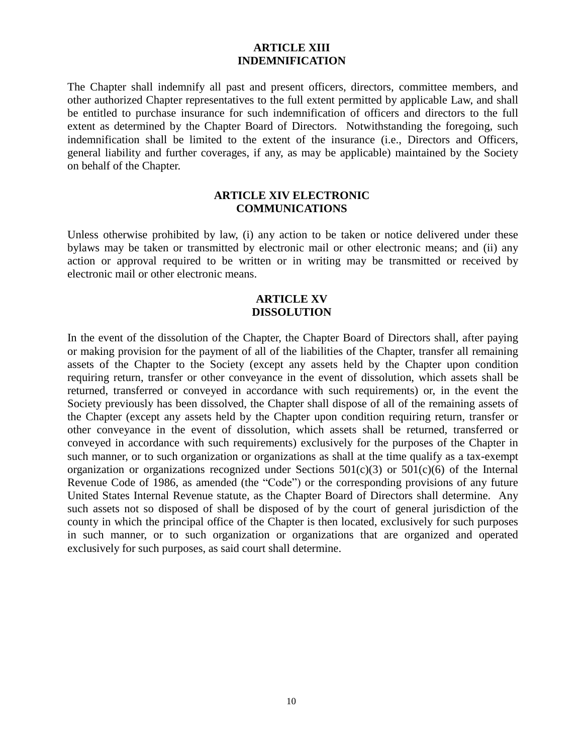## ARTICLE XIII
## INDEMNIFICATION

The Chapter shall indemnify all past and present officers, directors, committee members, and other authorized Chapter representatives to the full extent permitted by applicable Law, and shall be entitled to purchase insurance for such indemnification of officers and directors to the full extent as determined by the Chapter Board of Directors. Notwithstanding the foregoing, such indemnification shall be limited to the extent of the insurance (i.e., Directors and Officers, general liability and further coverages, if any, as may be applicable) maintained by the Society on behalf of the Chapter.

## ARTICLE XIV ELECTRONIC COMMUNICATIONS

Unless otherwise prohibited by law, (i) any action to be taken or notice delivered under these bylaws may be taken or transmitted by electronic mail or other electronic means; and (ii) any action or approval required to be written or in writing may be transmitted or received by electronic mail or other electronic means.

## ARTICLE XV
## DISSOLUTION

In the event of the dissolution of the Chapter, the Chapter Board of Directors shall, after paying or making provision for the payment of all of the liabilities of the Chapter, transfer all remaining assets of the Chapter to the Society (except any assets held by the Chapter upon condition requiring return, transfer or other conveyance in the event of dissolution, which assets shall be returned, transferred or conveyed in accordance with such requirements) or, in the event the Society previously has been dissolved, the Chapter shall dispose of all of the remaining assets of the Chapter (except any assets held by the Chapter upon condition requiring return, transfer or other conveyance in the event of dissolution, which assets shall be returned, transferred or conveyed in accordance with such requirements) exclusively for the purposes of the Chapter in such manner, or to such organization or organizations as shall at the time qualify as a tax-exempt organization or organizations recognized under Sections 501(c)(3) or 501(c)(6) of the Internal Revenue Code of 1986, as amended (the "Code") or the corresponding provisions of any future United States Internal Revenue statute, as the Chapter Board of Directors shall determine. Any such assets not so disposed of shall be disposed of by the court of general jurisdiction of the county in which the principal office of the Chapter is then located, exclusively for such purposes in such manner, or to such organization or organizations that are organized and operated exclusively for such purposes, as said court shall determine.